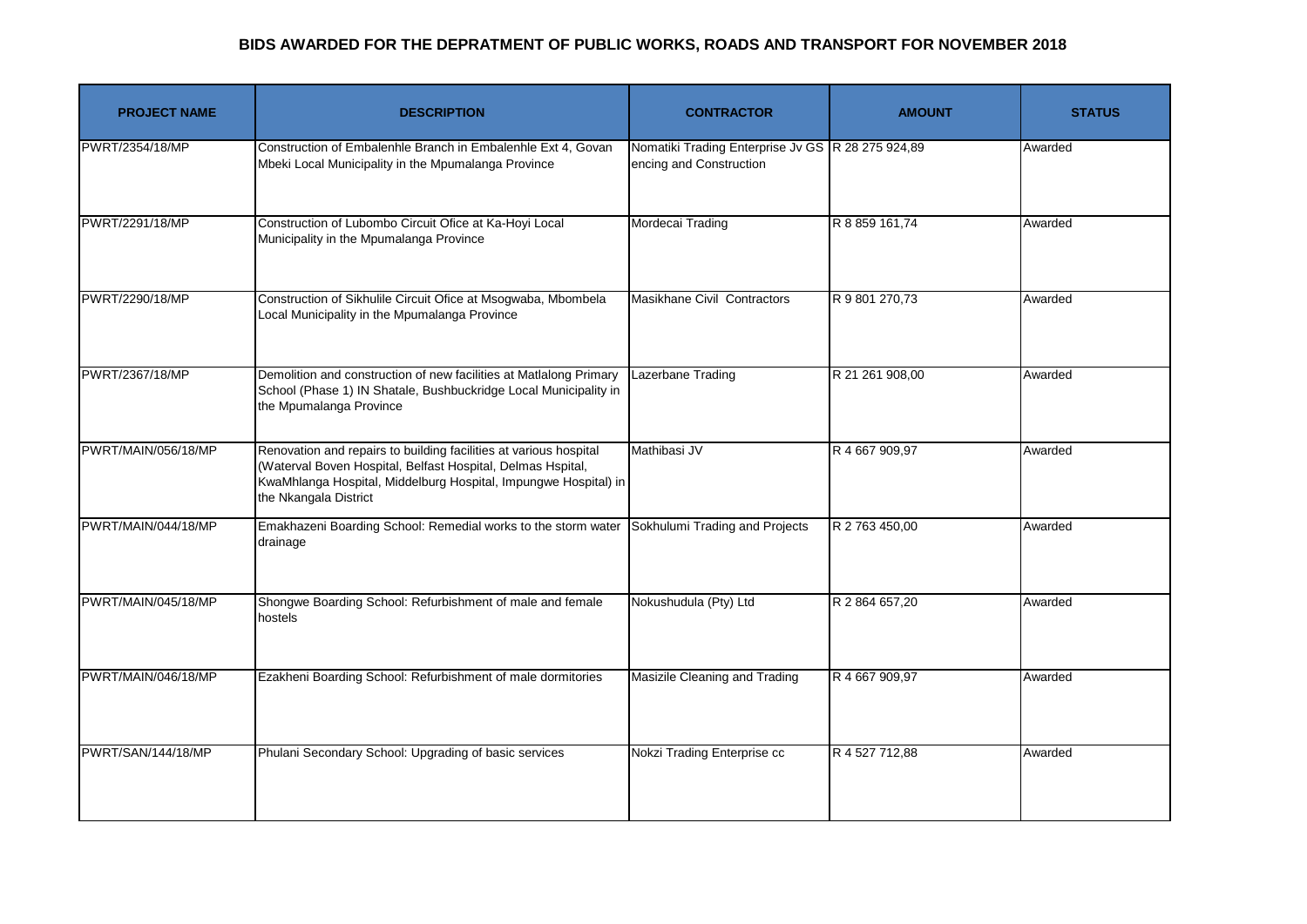# BIDS AWARDED FOR THE DEPRATMENT OF PUBLIC WORKS, ROADS AND TRANSPORT FOR NOVEMBER 2018

| PROJECT NAME | DESCRIPTION | CONTRACTOR | AMOUNT | STATUS |
|---|---|---|---|---|
| PWRT/2354/18/MP | Construction of Embalenhle Branch in Embalenhle Ext 4, Govan Mbeki Local Municipality in the Mpumalanga Province | Nomatiki Trading Enterprise Jv GS encing and Construction | R 28 275 924,89 | Awarded |
| PWRT/2291/18/MP | Construction of Lubombo Circuit Ofice at Ka-Hoyi Local Municipality in the Mpumalanga Province | Mordecai Trading | R 8 859 161,74 | Awarded |
| PWRT/2290/18/MP | Construction of Sikhulile Circuit Ofice at Msogwaba, Mbombela Local Municipality in the Mpumalanga Province | Masikhane Civil Contractors | R 9 801 270,73 | Awarded |
| PWRT/2367/18/MP | Demolition and construction of new facilities at Matlalong Primary School (Phase 1) IN Shatale, Bushbuckridge Local Municipality in the Mpumalanga Province | Lazerbane Trading | R 21 261 908,00 | Awarded |
| PWRT/MAIN/056/18/MP | Renovation and repairs to building facilities at various hospital (Waterval Boven Hospital, Belfast Hospital, Delmas Hspital, KwaMhlanga Hospital, Middelburg Hospital, Impungwe Hospital) in the Nkangala District | Mathibasi JV | R 4 667 909,97 | Awarded |
| PWRT/MAIN/044/18/MP | Emakhazeni Boarding School: Remedial works to the storm water drainage | Sokhulumi Trading and Projects | R 2 763 450,00 | Awarded |
| PWRT/MAIN/045/18/MP | Shongwe Boarding School: Refurbishment of male and female hostels | Nokushudula (Pty) Ltd | R 2 864 657,20 | Awarded |
| PWRT/MAIN/046/18/MP | Ezakheni Boarding School: Refurbishment of male dormitories | Masizile Cleaning and Trading | R 4 667 909,97 | Awarded |
| PWRT/SAN/144/18/MP | Phulani Secondary School: Upgrading of basic services | Nokzi Trading Enterprise cc | R 4 527 712,88 | Awarded |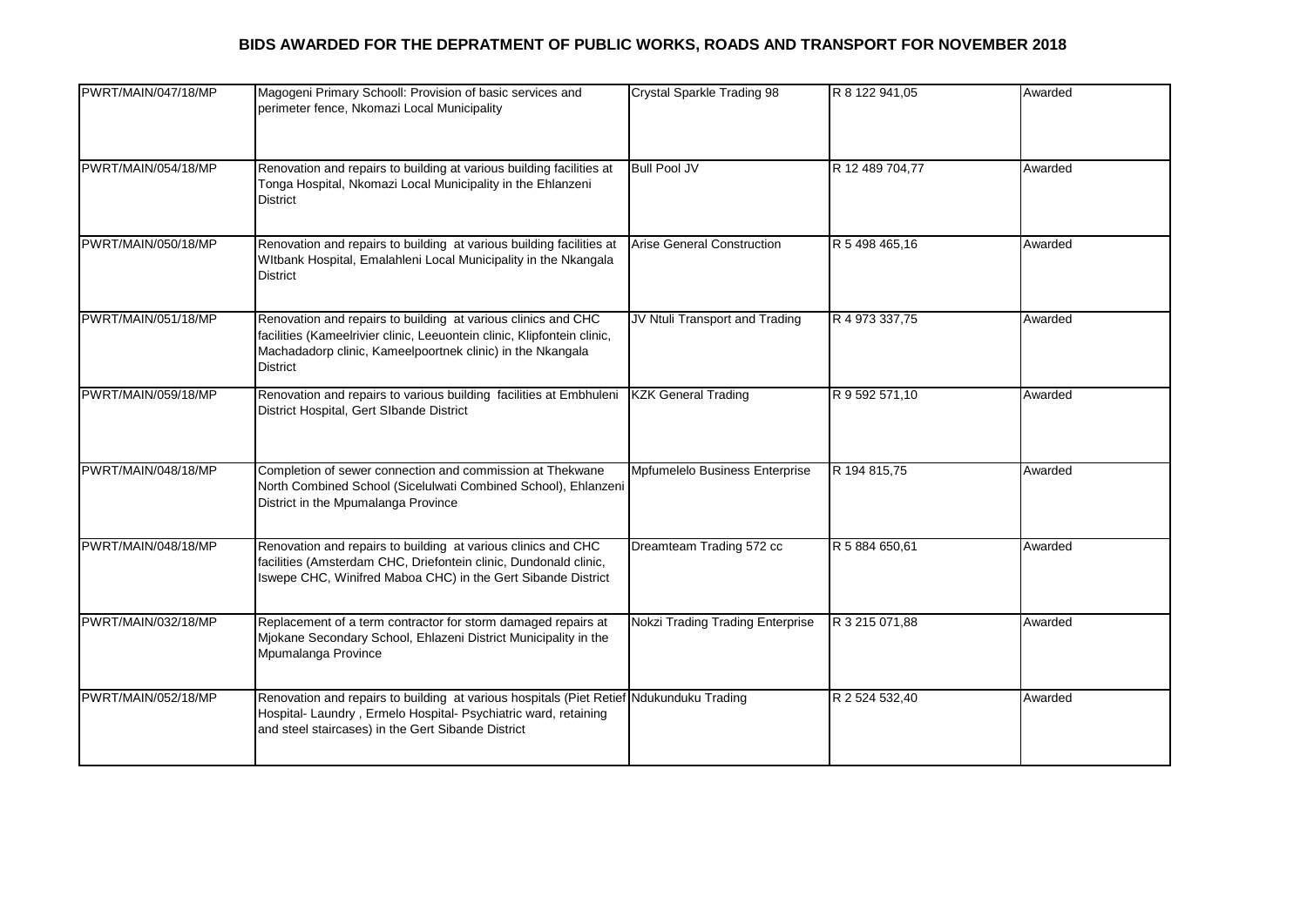## BIDS AWARDED FOR THE DEPRATMENT OF PUBLIC WORKS, ROADS AND TRANSPORT FOR NOVEMBER 2018

| | | | | |
|---|---|---|---|---|
| PWRT/MAIN/047/18/MP | Magogeni Primary Schooll: Provision of basic services and perimeter fence, Nkomazi Local Municipality | Crystal Sparkle Trading 98 | R 8 122 941,05 | Awarded |
| PWRT/MAIN/054/18/MP | Renovation and repairs to building at various building facilities at Tonga Hospital, Nkomazi Local Municipality in the Ehlanzeni District | Bull Pool JV | R 12 489 704,77 | Awarded |
| PWRT/MAIN/050/18/MP | Renovation and repairs to building at various building facilities at WItbank Hospital, Emalahleni Local Municipality in the Nkangala District | Arise General Construction | R 5 498 465,16 | Awarded |
| PWRT/MAIN/051/18/MP | Renovation and repairs to building at various clinics and CHC facilities (Kameelrivier clinic, Leeuontein clinic, Klipfontein clinic, Machadadorp clinic, Kameelpoortnek clinic) in the Nkangala District | JV Ntuli Transport and Trading | R 4 973 337,75 | Awarded |
| PWRT/MAIN/059/18/MP | Renovation and repairs to various building facilities at Embhuleni District Hospital, Gert SIbande District | KZK General Trading | R 9 592 571,10 | Awarded |
| PWRT/MAIN/048/18/MP | Completion of sewer connection and commission at Thekwane North Combined School (Sicelulwati Combined School), Ehlanzeni District in the Mpumalanga Province | Mpfumelelo Business Enterprise | R 194 815,75 | Awarded |
| PWRT/MAIN/048/18/MP | Renovation and repairs to building at various clinics and CHC facilities (Amsterdam CHC, Driefontein clinic, Dundonald clinic, Iswepe CHC, Winifred Maboa CHC) in the Gert Sibande District | Dreamteam Trading 572 cc | R 5 884 650,61 | Awarded |
| PWRT/MAIN/032/18/MP | Replacement of a term contractor for storm damaged repairs at Mjokane Secondary School, Ehlazeni District Municipality in the Mpumalanga Province | Nokzi Trading Trading Enterprise | R 3 215 071,88 | Awarded |
| PWRT/MAIN/052/18/MP | Renovation and repairs to building at various hospitals (Piet Retief Hospital- Laundry , Ermelo Hospital- Psychiatric ward, retaining and steel staircases) in the Gert Sibande District | Ndukunduku Trading | R 2 524 532,40 | Awarded |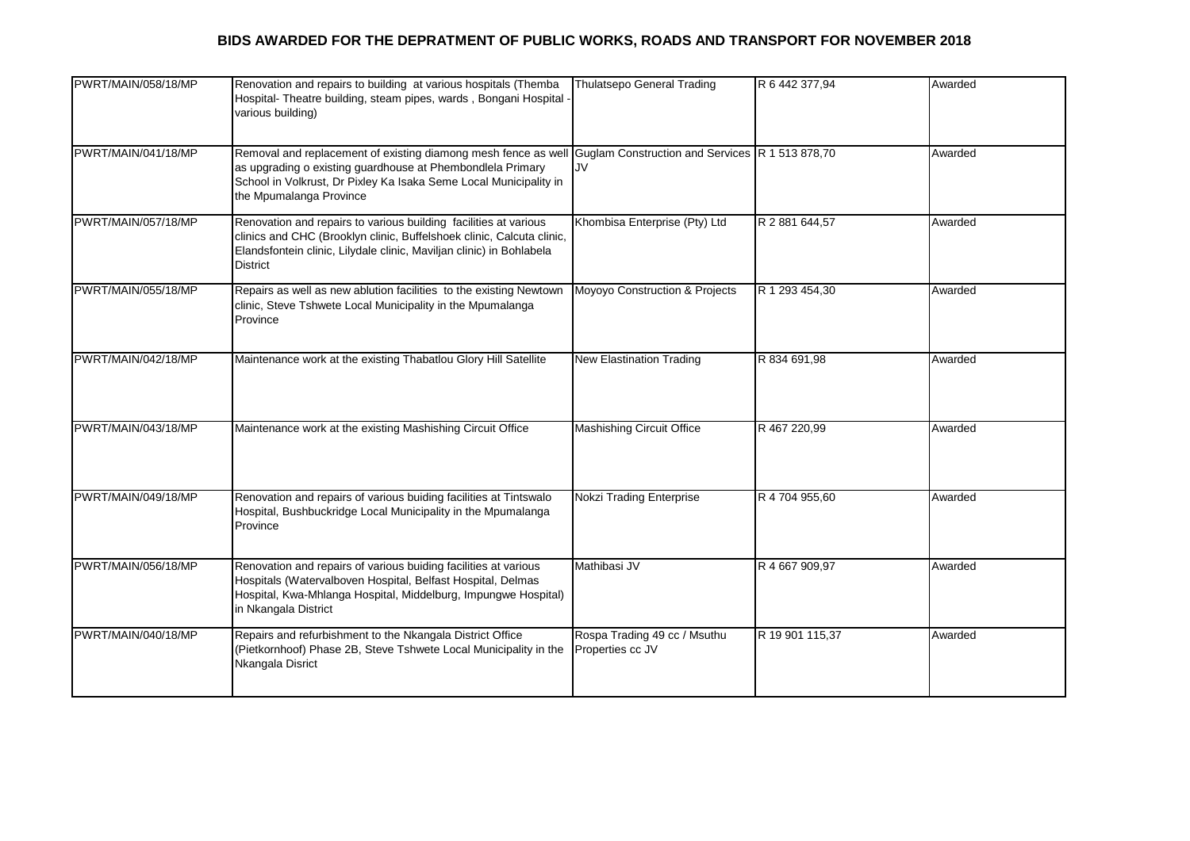# BIDS AWARDED FOR THE DEPRATMENT OF PUBLIC WORKS, ROADS AND TRANSPORT FOR NOVEMBER 2018

| | | | | |
|---|---|---|---|---|
| PWRT/MAIN/058/18/MP | Renovation and repairs to building at various hospitals (Themba Hospital- Theatre building, steam pipes, wards , Bongani Hospital - various building) | Thulatsepo General Trading | R 6 442 377,94 | Awarded |
| PWRT/MAIN/041/18/MP | Removal and replacement of existing diamong mesh fence as well as upgrading o existing guardhouse at Phembondlela Primary School in Volkrust, Dr Pixley Ka Isaka Seme Local Municipality in the Mpumalanga Province | Guglam Construction and Services JV | R 1 513 878,70 | Awarded |
| PWRT/MAIN/057/18/MP | Renovation and repairs to various building facilities at various clinics and CHC (Brooklyn clinic, Buffelshoek clinic, Calcuta clinic, Elandsfontein clinic, Lilydale clinic, Maviljan clinic) in Bohlabela District | Khombisa Enterprise (Pty) Ltd | R 2 881 644,57 | Awarded |
| PWRT/MAIN/055/18/MP | Repairs as well as new ablution facilities to the existing Newtown clinic, Steve Tshwete Local Municipality in the Mpumalanga Province | Moyoyo Construction & Projects | R 1 293 454,30 | Awarded |
| PWRT/MAIN/042/18/MP | Maintenance work at the existing Thabatlou Glory Hill Satellite | New Elastination Trading | R 834 691,98 | Awarded |
| PWRT/MAIN/043/18/MP | Maintenance work at the existing Mashishing Circuit Office | Mashishing Circuit Office | R 467 220,99 | Awarded |
| PWRT/MAIN/049/18/MP | Renovation and repairs of various buiding facilities at Tintswalo Hospital, Bushbuckridge Local Municipality in the Mpumalanga Province | Nokzi Trading Enterprise | R 4 704 955,60 | Awarded |
| PWRT/MAIN/056/18/MP | Renovation and repairs of various buiding facilities at various Hospitals (Watervalboven Hospital, Belfast Hospital, Delmas Hospital, Kwa-Mhlanga Hospital, Middelburg, Impungwe Hospital) in Nkangala District | Mathibasi JV | R 4 667 909,97 | Awarded |
| PWRT/MAIN/040/18/MP | Repairs and refurbishment to the Nkangala District Office (Pietkornhoof) Phase 2B, Steve Tshwete Local Municipality in the Nkangala Disrict | Rospa Trading 49 cc / Msuthu Properties cc JV | R 19 901 115,37 | Awarded |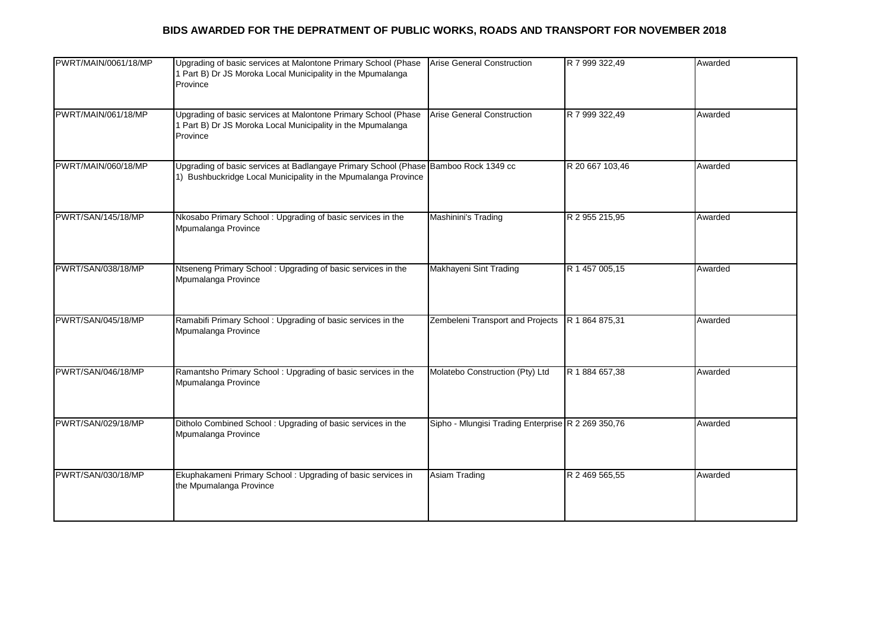**BIDS AWARDED FOR THE DEPRATMENT OF PUBLIC WORKS, ROADS AND TRANSPORT FOR NOVEMBER 2018**

| | | | | |
|---|---|---|---|---|
| PWRT/MAIN/0061/18/MP | Upgrading of basic services at Malontone Primary School (Phase 1 Part B) Dr JS Moroka Local Municipality in the Mpumalanga Province | Arise General Construction | R 7 999 322,49 | Awarded |
| PWRT/MAIN/061/18/MP | Upgrading of basic services at Malontone Primary School (Phase 1 Part B) Dr JS Moroka Local Municipality in the Mpumalanga Province | Arise General Construction | R 7 999 322,49 | Awarded |
| PWRT/MAIN/060/18/MP | Upgrading of basic services at Badlangaye Primary School (Phase 1) Bushbuckridge Local Municipality in the Mpumalanga Province | Bamboo Rock 1349 cc | R 20 667 103,46 | Awarded |
| PWRT/SAN/145/18/MP | Nkosabo Primary School : Upgrading of basic services in the Mpumalanga Province | Mashinini's Trading | R 2 955 215,95 | Awarded |
| PWRT/SAN/038/18/MP | Ntseneng Primary School : Upgrading of basic services in the Mpumalanga Province | Makhayeni Sint Trading | R 1 457 005,15 | Awarded |
| PWRT/SAN/045/18/MP | Ramabifi Primary School : Upgrading of basic services in the Mpumalanga Province | Zembeleni Transport and Projects | R 1 864 875,31 | Awarded |
| PWRT/SAN/046/18/MP | Ramantsho Primary School : Upgrading of basic services in the Mpumalanga Province | Molatebo Construction (Pty) Ltd | R 1 884 657,38 | Awarded |
| PWRT/SAN/029/18/MP | Ditholo Combined School : Upgrading of basic services in the Mpumalanga Province | Sipho - Mlungisi Trading Enterprise | R 2 269 350,76 | Awarded |
| PWRT/SAN/030/18/MP | Ekuphakameni Primary School : Upgrading of basic services in the Mpumalanga Province | Asiam Trading | R 2 469 565,55 | Awarded |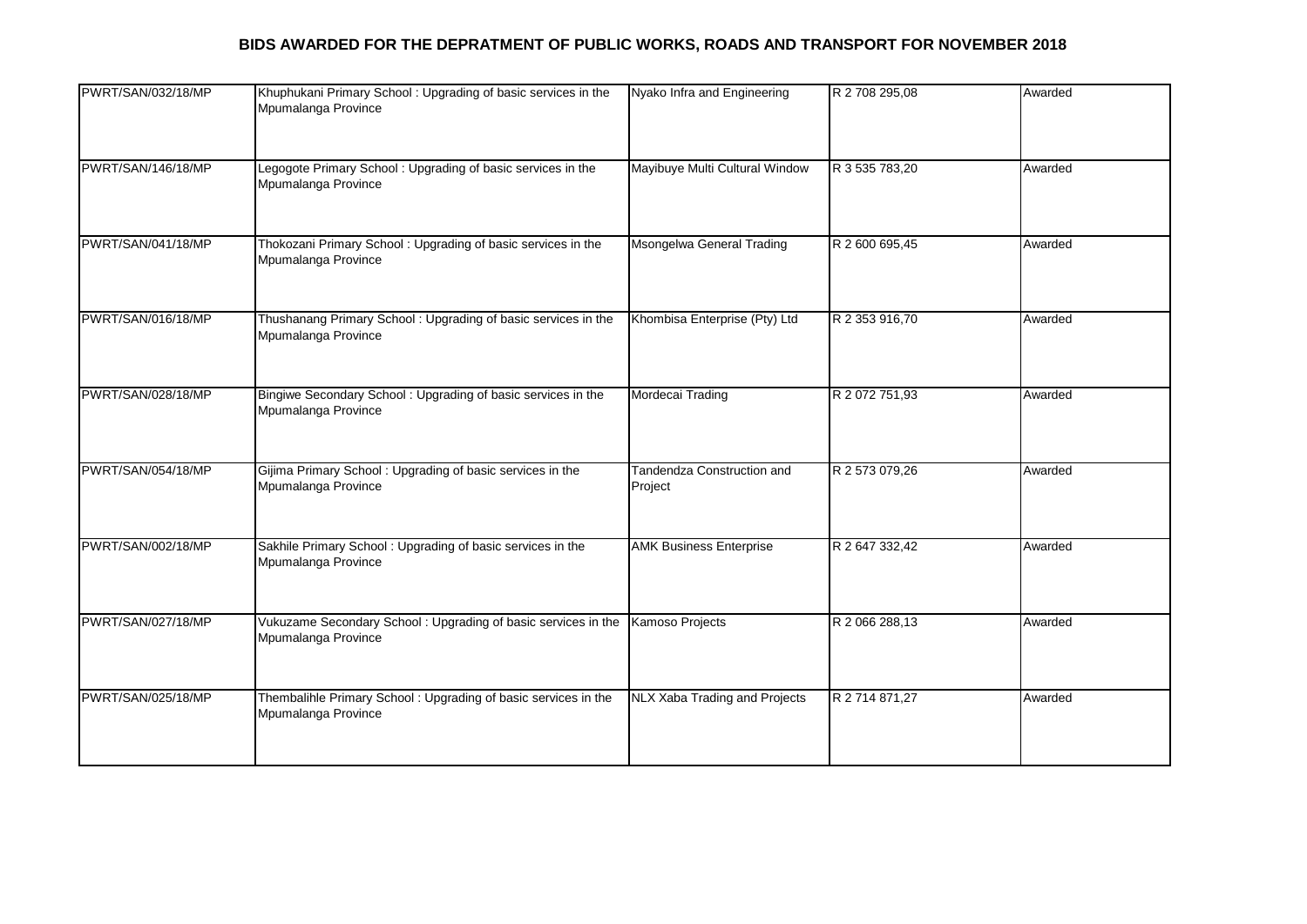**BIDS AWARDED FOR THE DEPRATMENT OF PUBLIC WORKS, ROADS AND TRANSPORT FOR NOVEMBER 2018**

| | | | | |
|---|---|---|---|---|
| PWRT/SAN/032/18/MP | Khuphukani Primary School : Upgrading of basic services in the Mpumalanga Province | Nyako Infra and Engineering | R 2 708 295,08 | Awarded |
| PWRT/SAN/146/18/MP | Legogote Primary School : Upgrading of basic services in the Mpumalanga Province | Mayibuye Multi Cultural Window | R 3 535 783,20 | Awarded |
| PWRT/SAN/041/18/MP | Thokozani Primary School : Upgrading of basic services in the Mpumalanga Province | Msongelwa General Trading | R 2 600 695,45 | Awarded |
| PWRT/SAN/016/18/MP | Thushanang Primary School : Upgrading of basic services in the Mpumalanga Province | Khombisa Enterprise (Pty) Ltd | R 2 353 916,70 | Awarded |
| PWRT/SAN/028/18/MP | Bingiwe Secondary School : Upgrading of basic services in the Mpumalanga Province | Mordecai Trading | R 2 072 751,93 | Awarded |
| PWRT/SAN/054/18/MP | Gijima Primary School : Upgrading of basic services in the Mpumalanga Province | Tandendza Construction and Project | R 2 573 079,26 | Awarded |
| PWRT/SAN/002/18/MP | Sakhile Primary School : Upgrading of basic services in the Mpumalanga Province | AMK Business Enterprise | R 2 647 332,42 | Awarded |
| PWRT/SAN/027/18/MP | Vukuzame Secondary School : Upgrading of basic services in the Mpumalanga Province | Kamoso Projects | R 2 066 288,13 | Awarded |
| PWRT/SAN/025/18/MP | Thembalihle Primary School : Upgrading of basic services in the Mpumalanga Province | NLX Xaba Trading and Projects | R 2 714 871,27 | Awarded |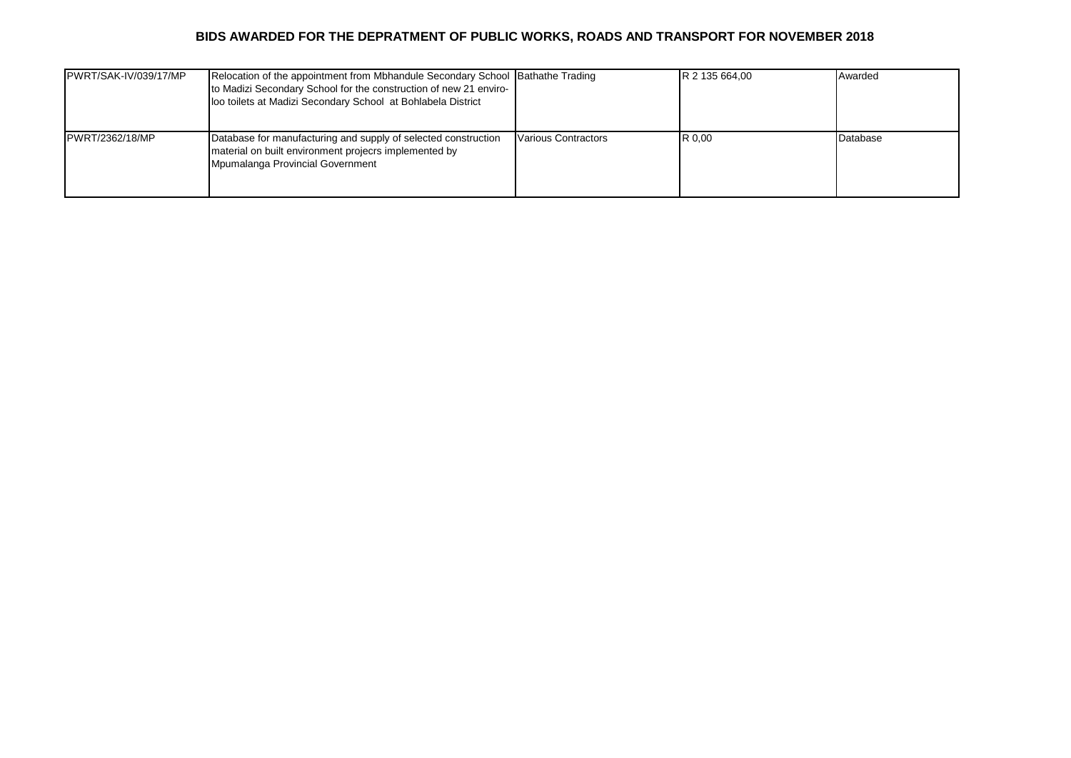**BIDS AWARDED FOR THE DEPRATMENT OF PUBLIC WORKS, ROADS AND TRANSPORT FOR NOVEMBER 2018**

| | | | | |
|---|---|---|---|---|
| PWRT/SAK-IV/039/17/MP | Relocation of the appointment from Mbhandule Secondary School to Madizi Secondary School for the construction of new 21 enviro-loo toilets at Madizi Secondary School at Bohlabela District | Bathathe Trading | R 2 135 664,00 | Awarded |
| PWRT/2362/18/MP | Database for manufacturing and supply of selected construction material on built environment projecrs implemented by Mpumalanga Provincial Government | Various Contractors | R 0,00 | Database |